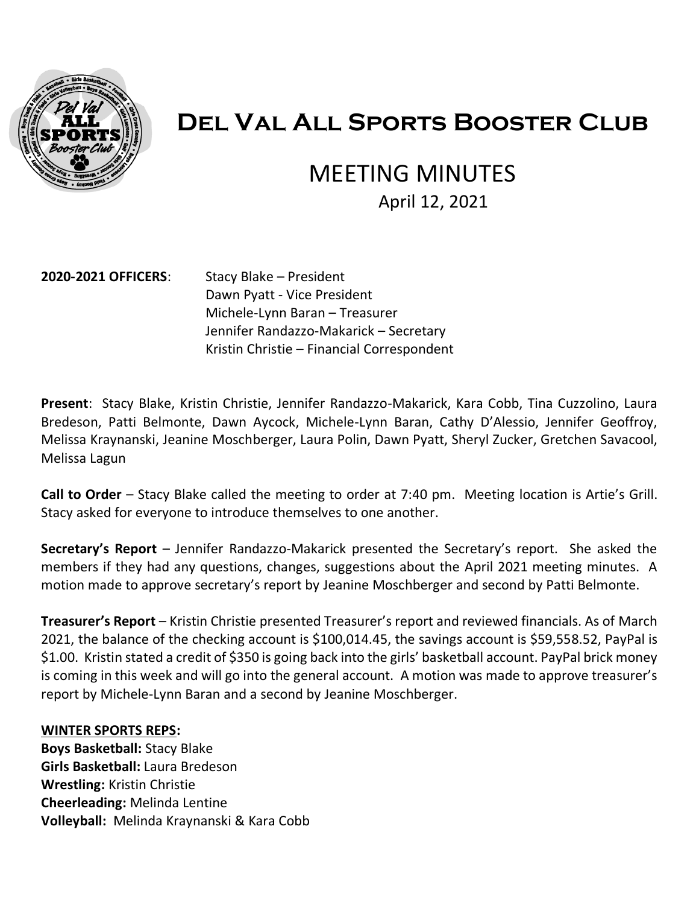# Del Val All Sports Booster Club

## MEETING MINUTES

April 12, 2021

**2020-2021 OFFICERS**: Stacy Blake – President
Dawn Pyatt - Vice President
Michele-Lynn Baran – Treasurer
Jennifer Randazzo-Makarick – Secretary
Kristin Christie – Financial Correspondent

**Present**: Stacy Blake, Kristin Christie, Jennifer Randazzo-Makarick, Kara Cobb, Tina Cuzzolino, Laura Bredeson, Patti Belmonte, Dawn Aycock, Michele-Lynn Baran, Cathy D'Alessio, Jennifer Geoffroy, Melissa Kraynanski, Jeanine Moschberger, Laura Polin, Dawn Pyatt, Sheryl Zucker, Gretchen Savacool, Melissa Lagun

**Call to Order** – Stacy Blake called the meeting to order at 7:40 pm. Meeting location is Artie's Grill. Stacy asked for everyone to introduce themselves to one another.

**Secretary's Report** – Jennifer Randazzo-Makarick presented the Secretary's report. She asked the members if they had any questions, changes, suggestions about the April 2021 meeting minutes. A motion made to approve secretary's report by Jeanine Moschberger and second by Patti Belmonte.

**Treasurer's Report** – Kristin Christie presented Treasurer's report and reviewed financials. As of March 2021, the balance of the checking account is $100,014.45, the savings account is $59,558.52, PayPal is $1.00. Kristin stated a credit of $350 is going back into the girls' basketball account. PayPal brick money is coming in this week and will go into the general account. A motion was made to approve treasurer's report by Michele-Lynn Baran and a second by Jeanine Moschberger.

**WINTER SPORTS REPS:**

**Boys Basketball:** Stacy Blake
**Girls Basketball:** Laura Bredeson
**Wrestling:** Kristin Christie
**Cheerleading:** Melinda Lentine
**Volleyball:** Melinda Kraynanski & Kara Cobb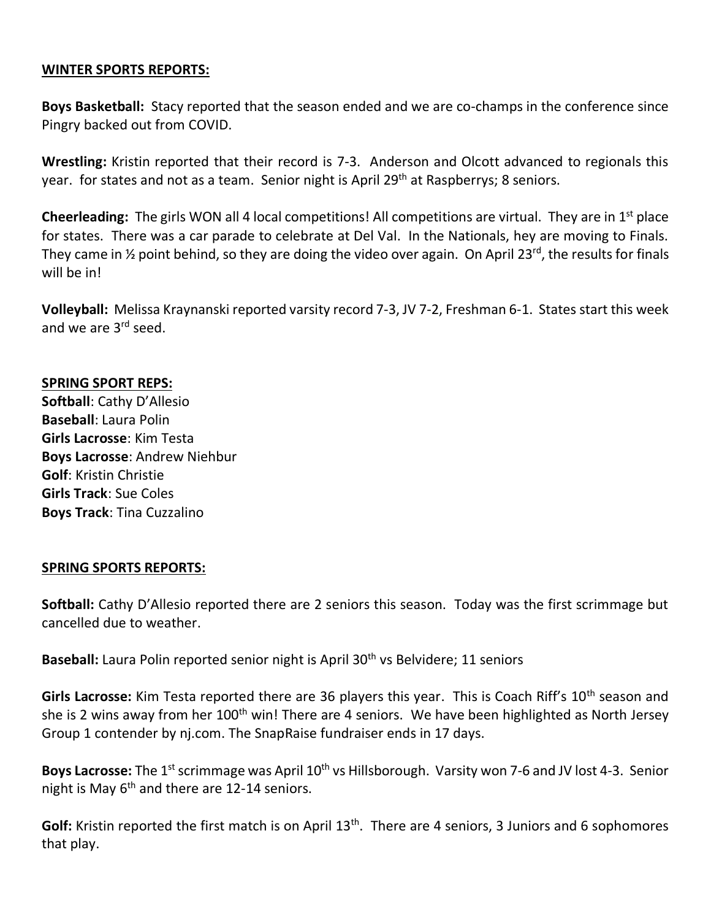**WINTER SPORTS REPORTS:**

**Boys Basketball:** Stacy reported that the season ended and we are co-champs in the conference since Pingry backed out from COVID.

**Wrestling:** Kristin reported that their record is 7-3. Anderson and Olcott advanced to regionals this year. for states and not as a team. Senior night is April 29th at Raspberrys; 8 seniors.

**Cheerleading:** The girls WON all 4 local competitions! All competitions are virtual. They are in 1st place for states. There was a car parade to celebrate at Del Val. In the Nationals, hey are moving to Finals. They came in ½ point behind, so they are doing the video over again. On April 23rd, the results for finals will be in!

**Volleyball:** Melissa Kraynanski reported varsity record 7-3, JV 7-2, Freshman 6-1. States start this week and we are 3rd seed.

**SPRING SPORT REPS:**
**Softball**: Cathy D'Allesio
**Baseball**: Laura Polin
**Girls Lacrosse**: Kim Testa
**Boys Lacrosse**: Andrew Niehbur
**Golf**: Kristin Christie
**Girls Track**: Sue Coles
**Boys Track**: Tina Cuzzalino

**SPRING SPORTS REPORTS:**

**Softball:** Cathy D'Allesio reported there are 2 seniors this season. Today was the first scrimmage but cancelled due to weather.

**Baseball:** Laura Polin reported senior night is April 30th vs Belvidere; 11 seniors

**Girls Lacrosse:** Kim Testa reported there are 36 players this year. This is Coach Riff's 10th season and she is 2 wins away from her 100th win! There are 4 seniors. We have been highlighted as North Jersey Group 1 contender by nj.com. The SnapRaise fundraiser ends in 17 days.

**Boys Lacrosse:** The 1st scrimmage was April 10th vs Hillsborough. Varsity won 7-6 and JV lost 4-3. Senior night is May 6th and there are 12-14 seniors.

**Golf:** Kristin reported the first match is on April 13th. There are 4 seniors, 3 Juniors and 6 sophomores that play.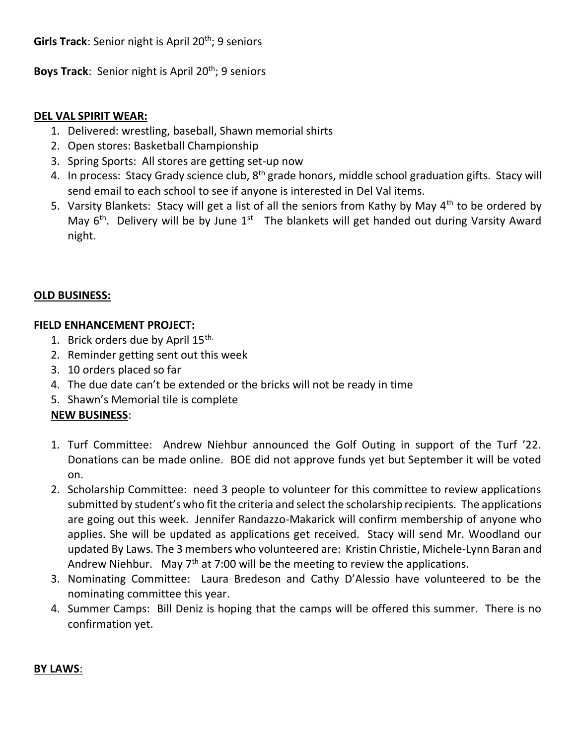**Girls Track**: Senior night is April 20th; 9 seniors

**Boys Track**: Senior night is April 20th; 9 seniors

**DEL VAL SPIRIT WEAR:**

1. Delivered: wrestling, baseball, Shawn memorial shirts
2. Open stores: Basketball Championship
3. Spring Sports: All stores are getting set-up now
4. In process: Stacy Grady science club, 8th grade honors, middle school graduation gifts. Stacy will send email to each school to see if anyone is interested in Del Val items.
5. Varsity Blankets: Stacy will get a list of all the seniors from Kathy by May 4th to be ordered by May 6th. Delivery will be by June 1st The blankets will get handed out during Varsity Award night.

**OLD BUSINESS:**

**FIELD ENHANCEMENT PROJECT:**

1. Brick orders due by April 15th.
2. Reminder getting sent out this week
3. 10 orders placed so far
4. The due date can't be extended or the bricks will not be ready in time
5. Shawn's Memorial tile is complete

**NEW BUSINESS**:

1. Turf Committee: Andrew Niehbur announced the Golf Outing in support of the Turf '22. Donations can be made online. BOE did not approve funds yet but September it will be voted on.
2. Scholarship Committee: need 3 people to volunteer for this committee to review applications submitted by student's who fit the criteria and select the scholarship recipients. The applications are going out this week. Jennifer Randazzo-Makarick will confirm membership of anyone who applies. She will be updated as applications get received. Stacy will send Mr. Woodland our updated By Laws. The 3 members who volunteered are: Kristin Christie, Michele-Lynn Baran and Andrew Niehbur. May 7th at 7:00 will be the meeting to review the applications.
3. Nominating Committee: Laura Bredeson and Cathy D'Alessio have volunteered to be the nominating committee this year.
4. Summer Camps: Bill Deniz is hoping that the camps will be offered this summer. There is no confirmation yet.

**BY LAWS**: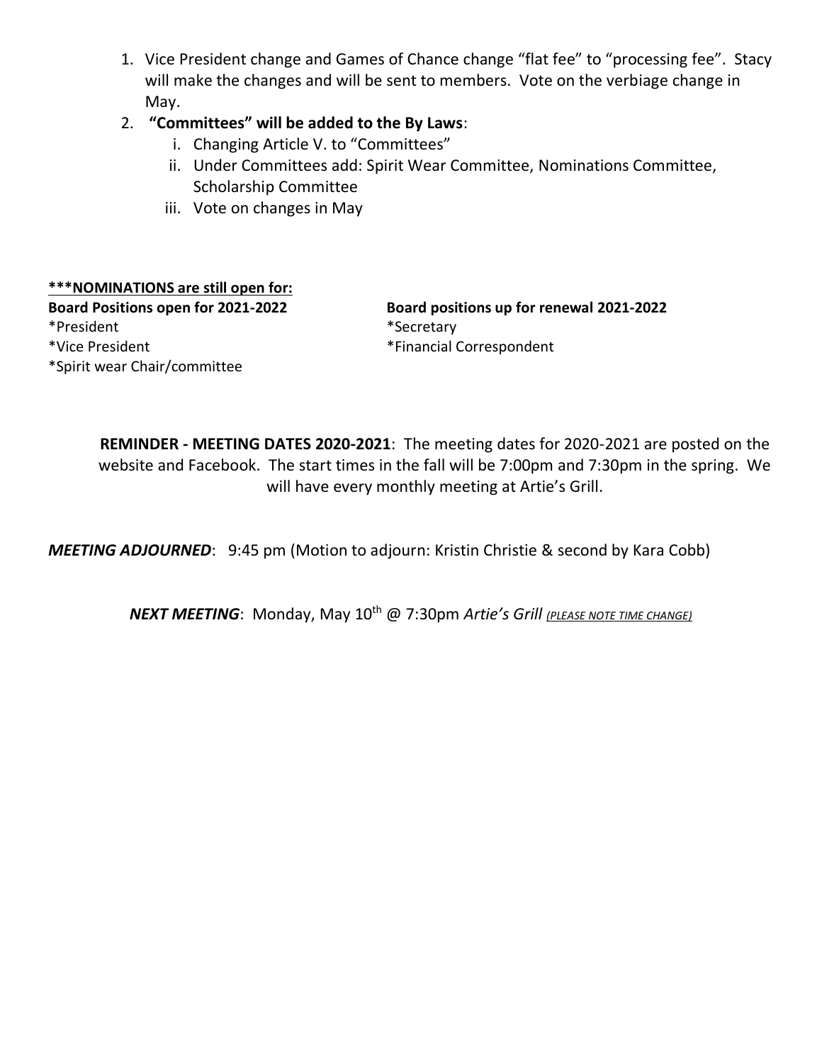1. Vice President change and Games of Chance change “flat fee” to “processing fee”. Stacy will make the changes and will be sent to members. Vote on the verbiage change in May.
2. **“Committees” will be added to the By Laws**:
   i. Changing Article V. to “Committees”
   ii. Under Committees add: Spirit Wear Committee, Nominations Committee, Scholarship Committee
   iii. Vote on changes in May

**<u>***NOMINATIONS are still open for:</u>**

**Board Positions open for 2021-2022**
*President
*Vice President
*Spirit wear Chair/committee

**Board positions up for renewal 2021-2022**
*Secretary
*Financial Correspondent

**REMINDER - MEETING DATES 2020-2021**: The meeting dates for 2020-2021 are posted on the website and Facebook. The start times in the fall will be 7:00pm and 7:30pm in the spring. We will have every monthly meeting at Artie’s Grill.

***MEETING ADJOURNED***: 9:45 pm (Motion to adjourn: Kristin Christie & second by Kara Cobb)

***NEXT MEETING***: Monday, May 10th @ 7:30pm *Artie’s Grill* *(PLEASE NOTE TIME CHANGE)*